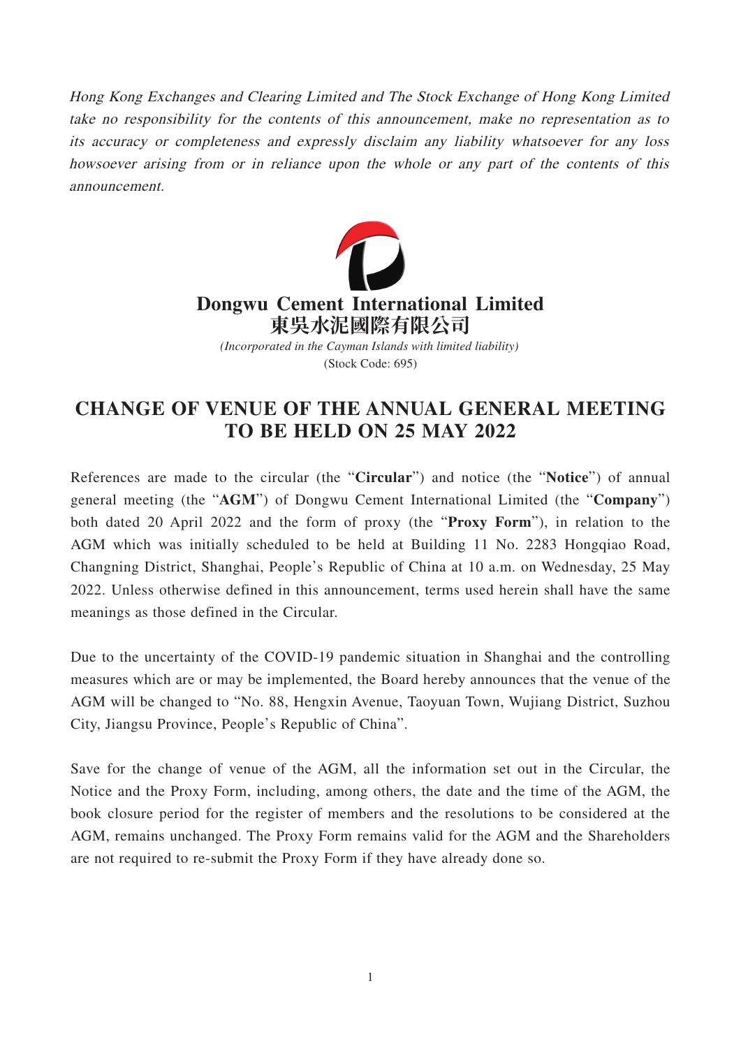*Hong Kong Exchanges and Clearing Limited and The Stock Exchange of Hong Kong Limited take no responsibility for the contents of this announcement, make no representation as to its accuracy or completeness and expressly disclaim any liability whatsoever for any loss howsoever arising from or in reliance upon the whole or any part of the contents of this announcement.*

**Dongwu Cement International Limited**
**東吳水泥國際有限公司**

*(Incorporated in the Cayman Islands with limited liability)*
(Stock Code: 695)

# CHANGE OF VENUE OF THE ANNUAL GENERAL MEETING TO BE HELD ON 25 MAY 2022

References are made to the circular (the "**Circular**") and notice (the "**Notice**") of annual general meeting (the "**AGM**") of Dongwu Cement International Limited (the "**Company**") both dated 20 April 2022 and the form of proxy (the "**Proxy Form**"), in relation to the AGM which was initially scheduled to be held at Building 11 No. 2283 Hongqiao Road, Changning District, Shanghai, People's Republic of China at 10 a.m. on Wednesday, 25 May 2022. Unless otherwise defined in this announcement, terms used herein shall have the same meanings as those defined in the Circular.

Due to the uncertainty of the COVID-19 pandemic situation in Shanghai and the controlling measures which are or may be implemented, the Board hereby announces that the venue of the AGM will be changed to "No. 88, Hengxin Avenue, Taoyuan Town, Wujiang District, Suzhou City, Jiangsu Province, People's Republic of China".

Save for the change of venue of the AGM, all the information set out in the Circular, the Notice and the Proxy Form, including, among others, the date and the time of the AGM, the book closure period for the register of members and the resolutions to be considered at the AGM, remains unchanged. The Proxy Form remains valid for the AGM and the Shareholders are not required to re-submit the Proxy Form if they have already done so.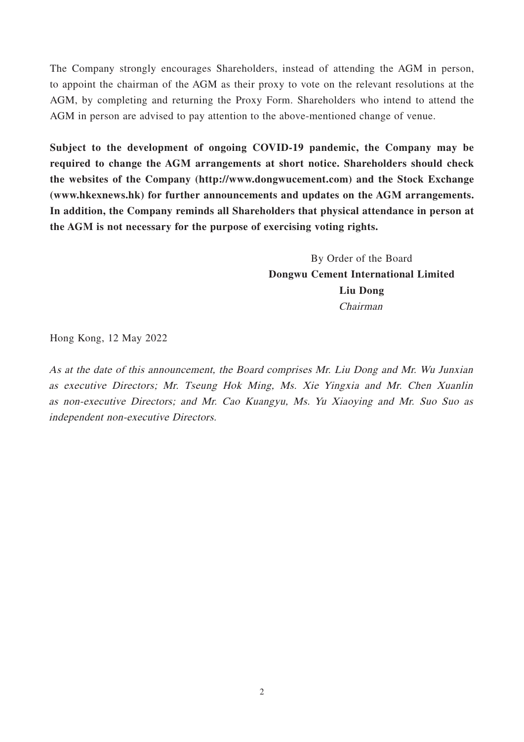The Company strongly encourages Shareholders, instead of attending the AGM in person, to appoint the chairman of the AGM as their proxy to vote on the relevant resolutions at the AGM, by completing and returning the Proxy Form. Shareholders who intend to attend the AGM in person are advised to pay attention to the above-mentioned change of venue.

**Subject to the development of ongoing COVID-19 pandemic, the Company may be required to change the AGM arrangements at short notice. Shareholders should check the websites of the Company (http://www.dongwucement.com) and the Stock Exchange (www.hkexnews.hk) for further announcements and updates on the AGM arrangements. In addition, the Company reminds all Shareholders that physical attendance in person at the AGM is not necessary for the purpose of exercising voting rights.**

By Order of the Board
**Dongwu Cement International Limited**
**Liu Dong**
*Chairman*

Hong Kong, 12 May 2022

*As at the date of this announcement, the Board comprises Mr. Liu Dong and Mr. Wu Junxian as executive Directors; Mr. Tseung Hok Ming, Ms. Xie Yingxia and Mr. Chen Xuanlin as non-executive Directors; and Mr. Cao Kuangyu, Ms. Yu Xiaoying and Mr. Suo Suo as independent non-executive Directors.*